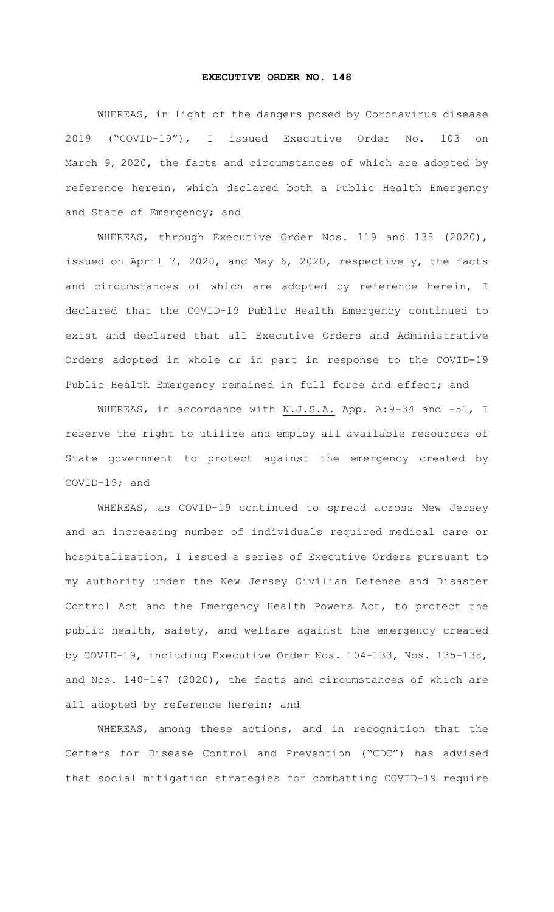# EXECUTIVE ORDER NO. 148

WHEREAS, in light of the dangers posed by Coronavirus disease 2019 ("COVID-19"), I issued Executive Order No. 103 on March 9, 2020, the facts and circumstances of which are adopted by reference herein, which declared both a Public Health Emergency and State of Emergency; and

WHEREAS, through Executive Order Nos. 119 and 138 (2020), issued on April 7, 2020, and May 6, 2020, respectively, the facts and circumstances of which are adopted by reference herein, I declared that the COVID-19 Public Health Emergency continued to exist and declared that all Executive Orders and Administrative Orders adopted in whole or in part in response to the COVID-19 Public Health Emergency remained in full force and effect; and

WHEREAS, in accordance with N.J.S.A. App. A:9-34 and -51, I reserve the right to utilize and employ all available resources of State government to protect against the emergency created by COVID-19; and

WHEREAS, as COVID-19 continued to spread across New Jersey and an increasing number of individuals required medical care or hospitalization, I issued a series of Executive Orders pursuant to my authority under the New Jersey Civilian Defense and Disaster Control Act and the Emergency Health Powers Act, to protect the public health, safety, and welfare against the emergency created by COVID-19, including Executive Order Nos. 104-133, Nos. 135-138, and Nos. 140-147 (2020), the facts and circumstances of which are all adopted by reference herein; and

WHEREAS, among these actions, and in recognition that the Centers for Disease Control and Prevention ("CDC") has advised that social mitigation strategies for combatting COVID-19 require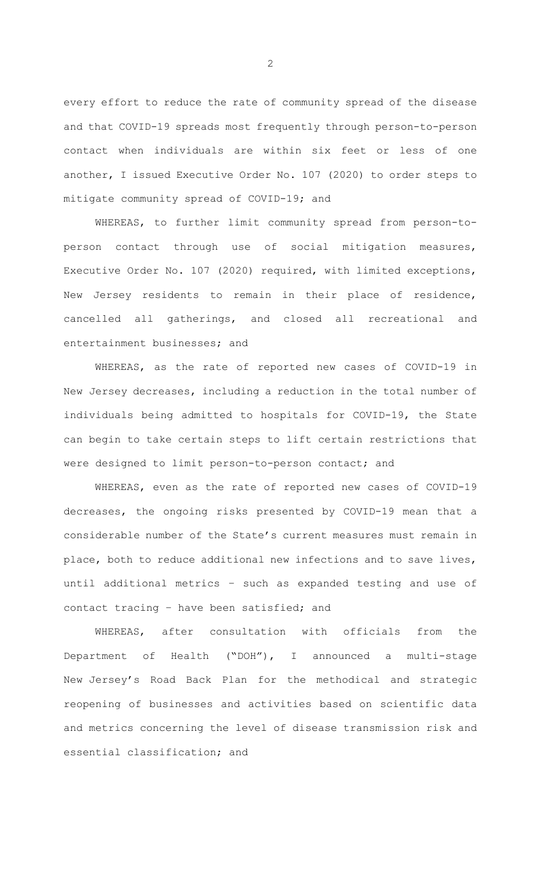every effort to reduce the rate of community spread of the disease and that COVID-19 spreads most frequently through person-to-person contact when individuals are within six feet or less of one another, I issued Executive Order No. 107 (2020) to order steps to mitigate community spread of COVID-19; and

WHEREAS, to further limit community spread from person-to-person contact through use of social mitigation measures, Executive Order No. 107 (2020) required, with limited exceptions, New Jersey residents to remain in their place of residence, cancelled all gatherings, and closed all recreational and entertainment businesses; and

WHEREAS, as the rate of reported new cases of COVID-19 in New Jersey decreases, including a reduction in the total number of individuals being admitted to hospitals for COVID-19, the State can begin to take certain steps to lift certain restrictions that were designed to limit person-to-person contact; and

WHEREAS, even as the rate of reported new cases of COVID-19 decreases, the ongoing risks presented by COVID-19 mean that a considerable number of the State's current measures must remain in place, both to reduce additional new infections and to save lives, until additional metrics – such as expanded testing and use of contact tracing – have been satisfied; and

WHEREAS, after consultation with officials from the Department of Health ("DOH"), I announced a multi-stage New Jersey's Road Back Plan for the methodical and strategic reopening of businesses and activities based on scientific data and metrics concerning the level of disease transmission risk and essential classification; and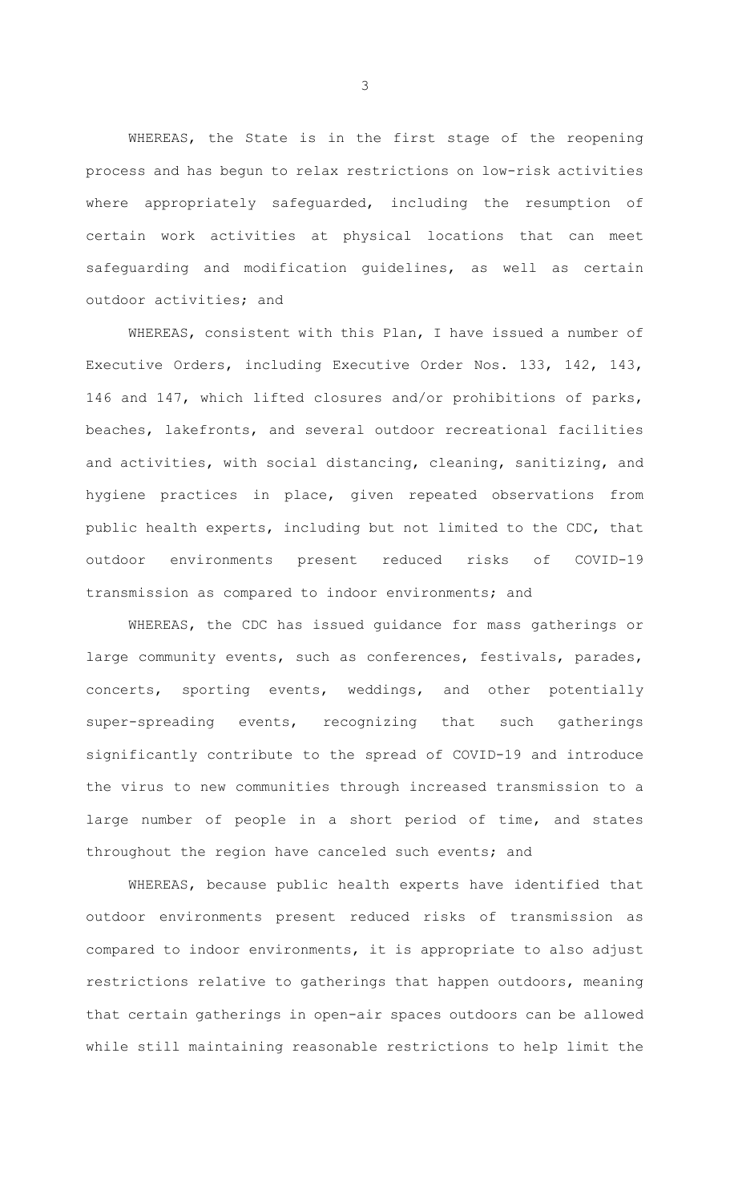WHEREAS, the State is in the first stage of the reopening process and has begun to relax restrictions on low-risk activities where appropriately safeguarded, including the resumption of certain work activities at physical locations that can meet safeguarding and modification guidelines, as well as certain outdoor activities; and

WHEREAS, consistent with this Plan, I have issued a number of Executive Orders, including Executive Order Nos. 133, 142, 143, 146 and 147, which lifted closures and/or prohibitions of parks, beaches, lakefronts, and several outdoor recreational facilities and activities, with social distancing, cleaning, sanitizing, and hygiene practices in place, given repeated observations from public health experts, including but not limited to the CDC, that outdoor environments present reduced risks of COVID-19 transmission as compared to indoor environments; and

WHEREAS, the CDC has issued guidance for mass gatherings or large community events, such as conferences, festivals, parades, concerts, sporting events, weddings, and other potentially super-spreading events, recognizing that such gatherings significantly contribute to the spread of COVID-19 and introduce the virus to new communities through increased transmission to a large number of people in a short period of time, and states throughout the region have canceled such events; and

WHEREAS, because public health experts have identified that outdoor environments present reduced risks of transmission as compared to indoor environments, it is appropriate to also adjust restrictions relative to gatherings that happen outdoors, meaning that certain gatherings in open-air spaces outdoors can be allowed while still maintaining reasonable restrictions to help limit the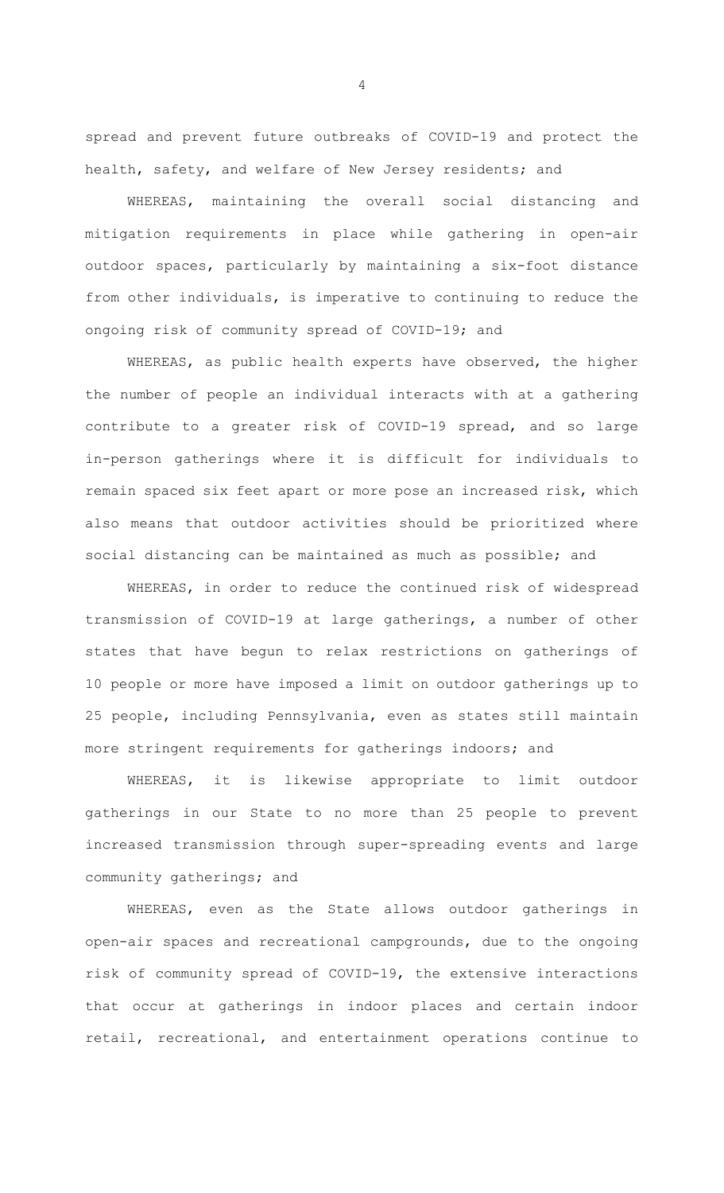spread and prevent future outbreaks of COVID-19 and protect the health, safety, and welfare of New Jersey residents; and

WHEREAS, maintaining the overall social distancing and mitigation requirements in place while gathering in open-air outdoor spaces, particularly by maintaining a six-foot distance from other individuals, is imperative to continuing to reduce the ongoing risk of community spread of COVID-19; and

WHEREAS, as public health experts have observed, the higher the number of people an individual interacts with at a gathering contribute to a greater risk of COVID-19 spread, and so large in-person gatherings where it is difficult for individuals to remain spaced six feet apart or more pose an increased risk, which also means that outdoor activities should be prioritized where social distancing can be maintained as much as possible; and

WHEREAS, in order to reduce the continued risk of widespread transmission of COVID-19 at large gatherings, a number of other states that have begun to relax restrictions on gatherings of 10 people or more have imposed a limit on outdoor gatherings up to 25 people, including Pennsylvania, even as states still maintain more stringent requirements for gatherings indoors; and

WHEREAS, it is likewise appropriate to limit outdoor gatherings in our State to no more than 25 people to prevent increased transmission through super-spreading events and large community gatherings; and

WHEREAS, even as the State allows outdoor gatherings in open-air spaces and recreational campgrounds, due to the ongoing risk of community spread of COVID-19, the extensive interactions that occur at gatherings in indoor places and certain indoor retail, recreational, and entertainment operations continue to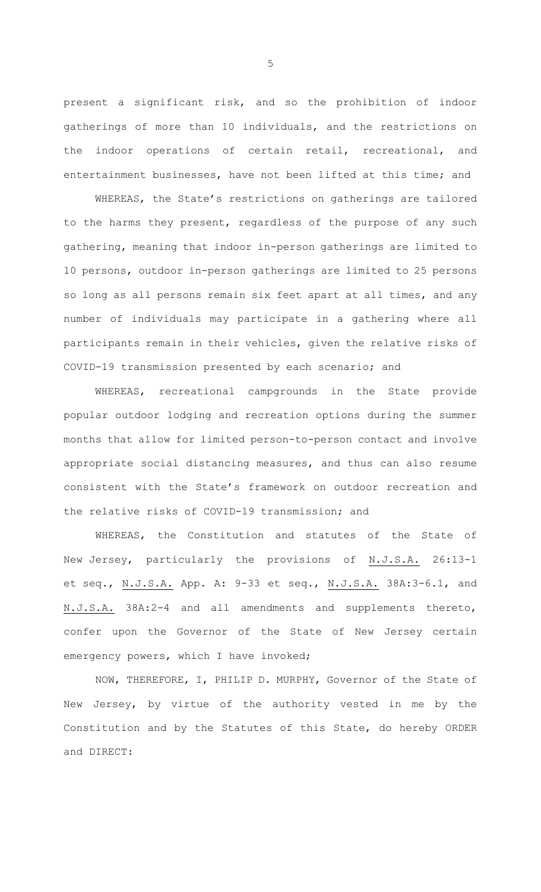present a significant risk, and so the prohibition of indoor gatherings of more than 10 individuals, and the restrictions on the indoor operations of certain retail, recreational, and entertainment businesses, have not been lifted at this time; and

WHEREAS, the State's restrictions on gatherings are tailored to the harms they present, regardless of the purpose of any such gathering, meaning that indoor in-person gatherings are limited to 10 persons, outdoor in-person gatherings are limited to 25 persons so long as all persons remain six feet apart at all times, and any number of individuals may participate in a gathering where all participants remain in their vehicles, given the relative risks of COVID-19 transmission presented by each scenario; and

WHEREAS, recreational campgrounds in the State provide popular outdoor lodging and recreation options during the summer months that allow for limited person-to-person contact and involve appropriate social distancing measures, and thus can also resume consistent with the State's framework on outdoor recreation and the relative risks of COVID-19 transmission; and

WHEREAS, the Constitution and statutes of the State of New Jersey, particularly the provisions of N.J.S.A. 26:13-1 et seq., N.J.S.A. App. A: 9-33 et seq., N.J.S.A. 38A:3-6.1, and N.J.S.A. 38A:2-4 and all amendments and supplements thereto, confer upon the Governor of the State of New Jersey certain emergency powers, which I have invoked;

NOW, THEREFORE, I, PHILIP D. MURPHY, Governor of the State of New Jersey, by virtue of the authority vested in me by the Constitution and by the Statutes of this State, do hereby ORDER and DIRECT: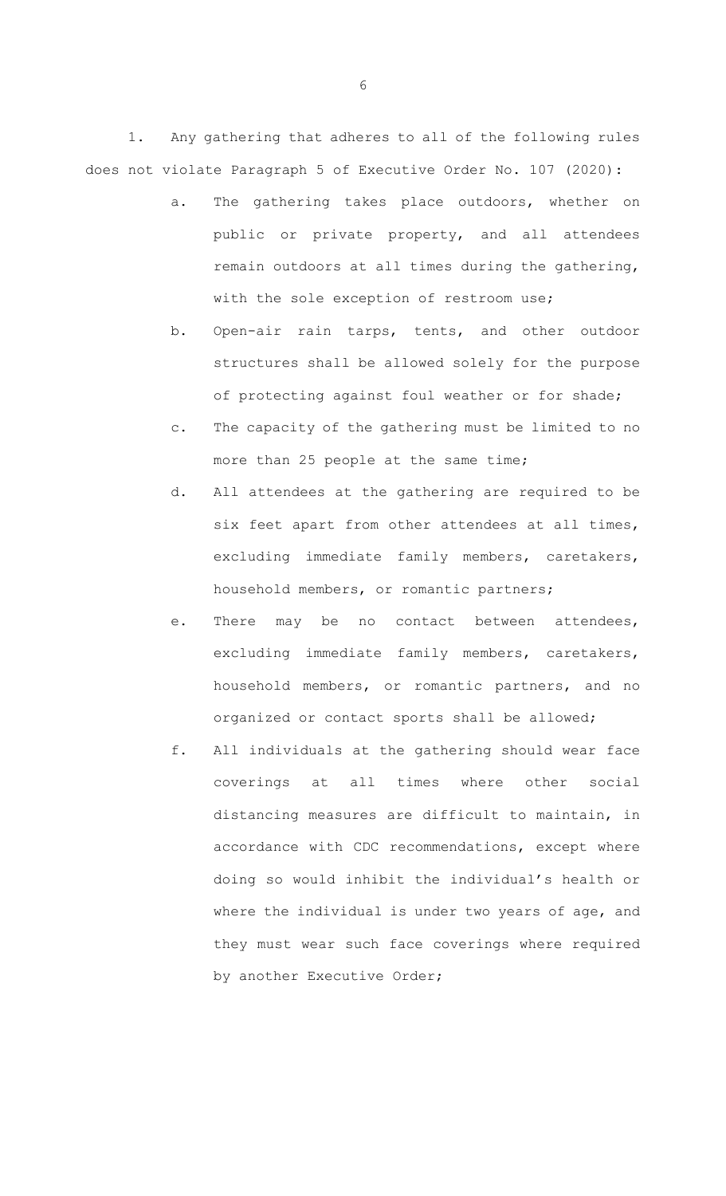1. Any gathering that adheres to all of the following rules does not violate Paragraph 5 of Executive Order No. 107 (2020):

   a. The gathering takes place outdoors, whether on public or private property, and all attendees remain outdoors at all times during the gathering, with the sole exception of restroom use;

   b. Open-air rain tarps, tents, and other outdoor structures shall be allowed solely for the purpose of protecting against foul weather or for shade;

   c. The capacity of the gathering must be limited to no more than 25 people at the same time;

   d. All attendees at the gathering are required to be six feet apart from other attendees at all times, excluding immediate family members, caretakers, household members, or romantic partners;

   e. There may be no contact between attendees, excluding immediate family members, caretakers, household members, or romantic partners, and no organized or contact sports shall be allowed;

   f. All individuals at the gathering should wear face coverings at all times where other social distancing measures are difficult to maintain, in accordance with CDC recommendations, except where doing so would inhibit the individual's health or where the individual is under two years of age, and they must wear such face coverings where required by another Executive Order;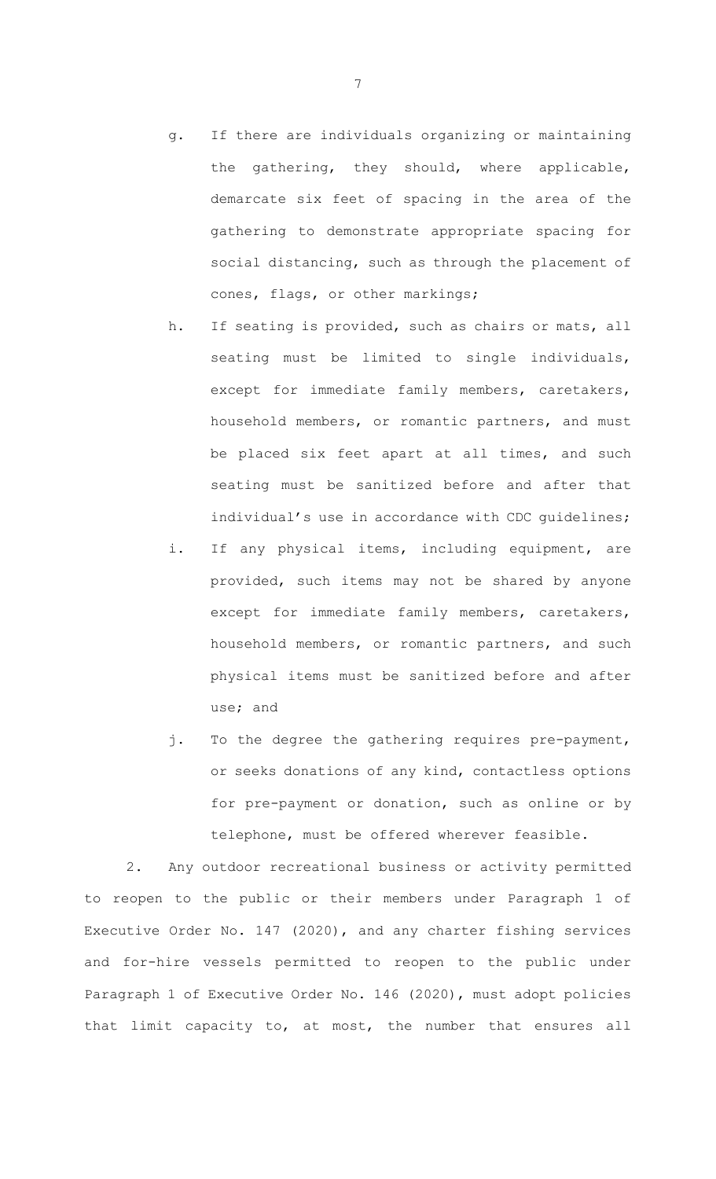g. If there are individuals organizing or maintaining the gathering, they should, where applicable, demarcate six feet of spacing in the area of the gathering to demonstrate appropriate spacing for social distancing, such as through the placement of cones, flags, or other markings;

h. If seating is provided, such as chairs or mats, all seating must be limited to single individuals, except for immediate family members, caretakers, household members, or romantic partners, and must be placed six feet apart at all times, and such seating must be sanitized before and after that individual's use in accordance with CDC guidelines;

i. If any physical items, including equipment, are provided, such items may not be shared by anyone except for immediate family members, caretakers, household members, or romantic partners, and such physical items must be sanitized before and after use; and

j. To the degree the gathering requires pre-payment, or seeks donations of any kind, contactless options for pre-payment or donation, such as online or by telephone, must be offered wherever feasible.

2. Any outdoor recreational business or activity permitted to reopen to the public or their members under Paragraph 1 of Executive Order No. 147 (2020), and any charter fishing services and for-hire vessels permitted to reopen to the public under Paragraph 1 of Executive Order No. 146 (2020), must adopt policies that limit capacity to, at most, the number that ensures all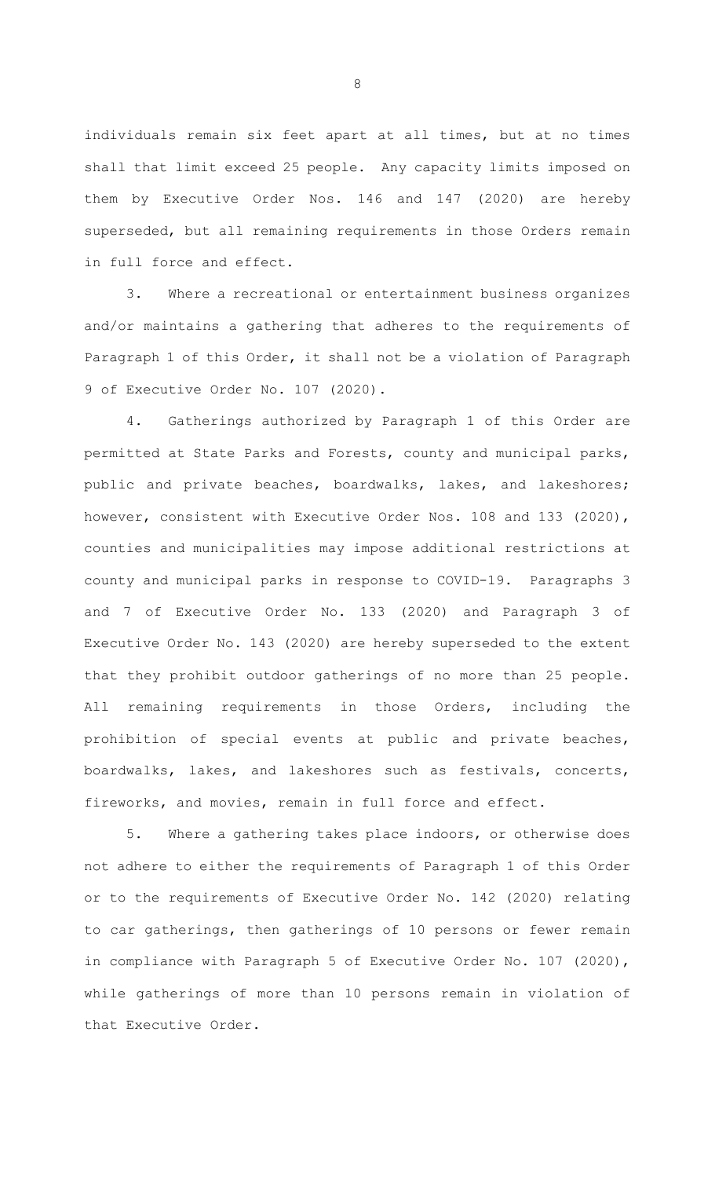individuals remain six feet apart at all times, but at no times shall that limit exceed 25 people. Any capacity limits imposed on them by Executive Order Nos. 146 and 147 (2020) are hereby superseded, but all remaining requirements in those Orders remain in full force and effect.

3. Where a recreational or entertainment business organizes and/or maintains a gathering that adheres to the requirements of Paragraph 1 of this Order, it shall not be a violation of Paragraph 9 of Executive Order No. 107 (2020).

4. Gatherings authorized by Paragraph 1 of this Order are permitted at State Parks and Forests, county and municipal parks, public and private beaches, boardwalks, lakes, and lakeshores; however, consistent with Executive Order Nos. 108 and 133 (2020), counties and municipalities may impose additional restrictions at county and municipal parks in response to COVID-19. Paragraphs 3 and 7 of Executive Order No. 133 (2020) and Paragraph 3 of Executive Order No. 143 (2020) are hereby superseded to the extent that they prohibit outdoor gatherings of no more than 25 people. All remaining requirements in those Orders, including the prohibition of special events at public and private beaches, boardwalks, lakes, and lakeshores such as festivals, concerts, fireworks, and movies, remain in full force and effect.

5. Where a gathering takes place indoors, or otherwise does not adhere to either the requirements of Paragraph 1 of this Order or to the requirements of Executive Order No. 142 (2020) relating to car gatherings, then gatherings of 10 persons or fewer remain in compliance with Paragraph 5 of Executive Order No. 107 (2020), while gatherings of more than 10 persons remain in violation of that Executive Order.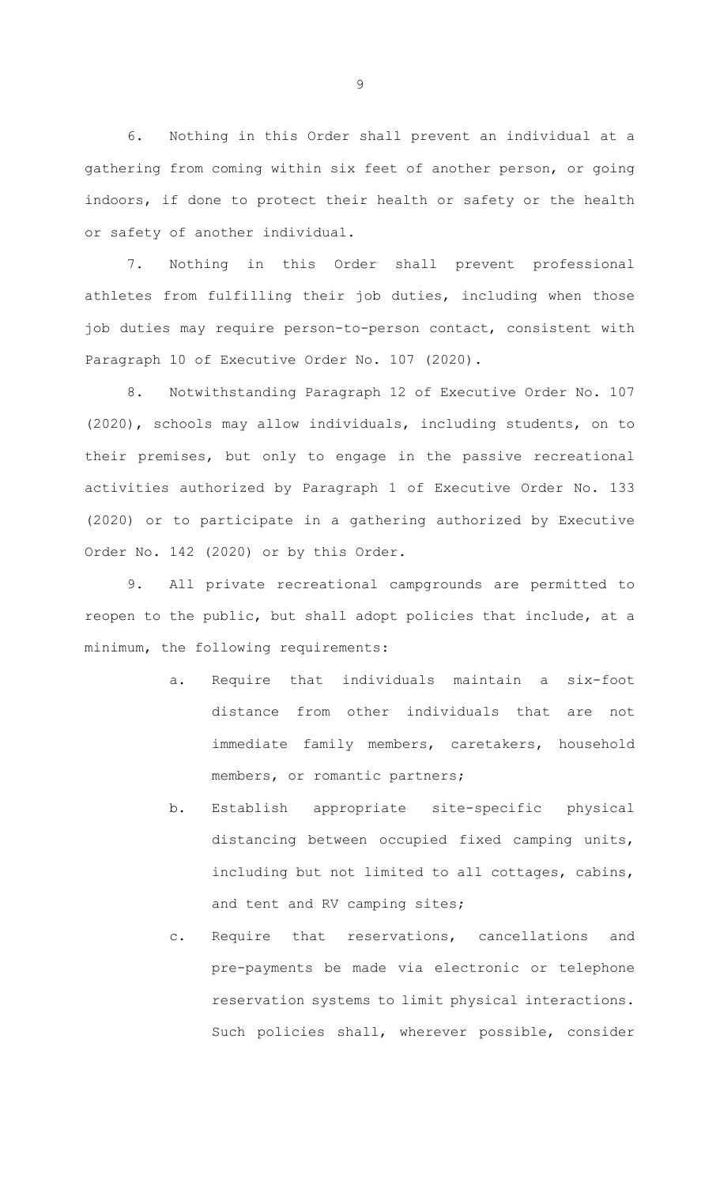6. Nothing in this Order shall prevent an individual at a gathering from coming within six feet of another person, or going indoors, if done to protect their health or safety or the health or safety of another individual.

7. Nothing in this Order shall prevent professional athletes from fulfilling their job duties, including when those job duties may require person-to-person contact, consistent with Paragraph 10 of Executive Order No. 107 (2020).

8. Notwithstanding Paragraph 12 of Executive Order No. 107 (2020), schools may allow individuals, including students, on to their premises, but only to engage in the passive recreational activities authorized by Paragraph 1 of Executive Order No. 133 (2020) or to participate in a gathering authorized by Executive Order No. 142 (2020) or by this Order.

9. All private recreational campgrounds are permitted to reopen to the public, but shall adopt policies that include, at a minimum, the following requirements:

   a. Require that individuals maintain a six-foot distance from other individuals that are not immediate family members, caretakers, household members, or romantic partners;

   b. Establish appropriate site-specific physical distancing between occupied fixed camping units, including but not limited to all cottages, cabins, and tent and RV camping sites;

   c. Require that reservations, cancellations and pre-payments be made via electronic or telephone reservation systems to limit physical interactions. Such policies shall, wherever possible, consider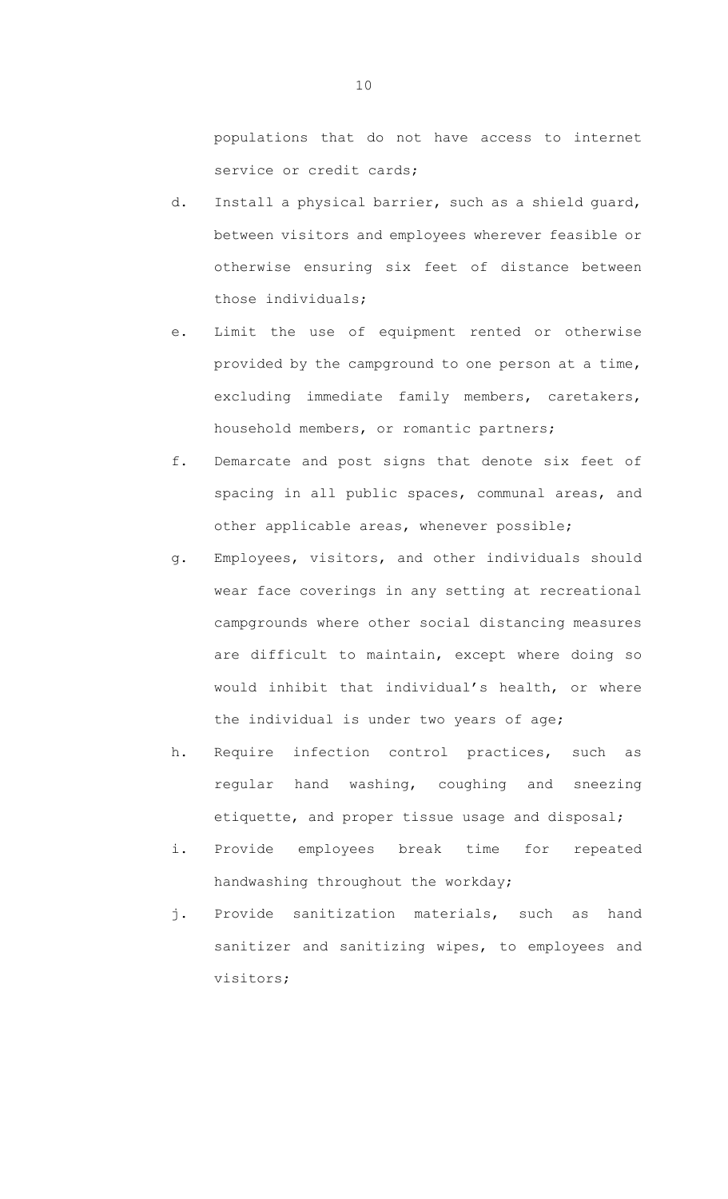populations that do not have access to internet service or credit cards;

d. Install a physical barrier, such as a shield guard, between visitors and employees wherever feasible or otherwise ensuring six feet of distance between those individuals;

e. Limit the use of equipment rented or otherwise provided by the campground to one person at a time, excluding immediate family members, caretakers, household members, or romantic partners;

f. Demarcate and post signs that denote six feet of spacing in all public spaces, communal areas, and other applicable areas, whenever possible;

g. Employees, visitors, and other individuals should wear face coverings in any setting at recreational campgrounds where other social distancing measures are difficult to maintain, except where doing so would inhibit that individual's health, or where the individual is under two years of age;

h. Require infection control practices, such as regular hand washing, coughing and sneezing etiquette, and proper tissue usage and disposal;

i. Provide employees break time for repeated handwashing throughout the workday;

j. Provide sanitization materials, such as hand sanitizer and sanitizing wipes, to employees and visitors;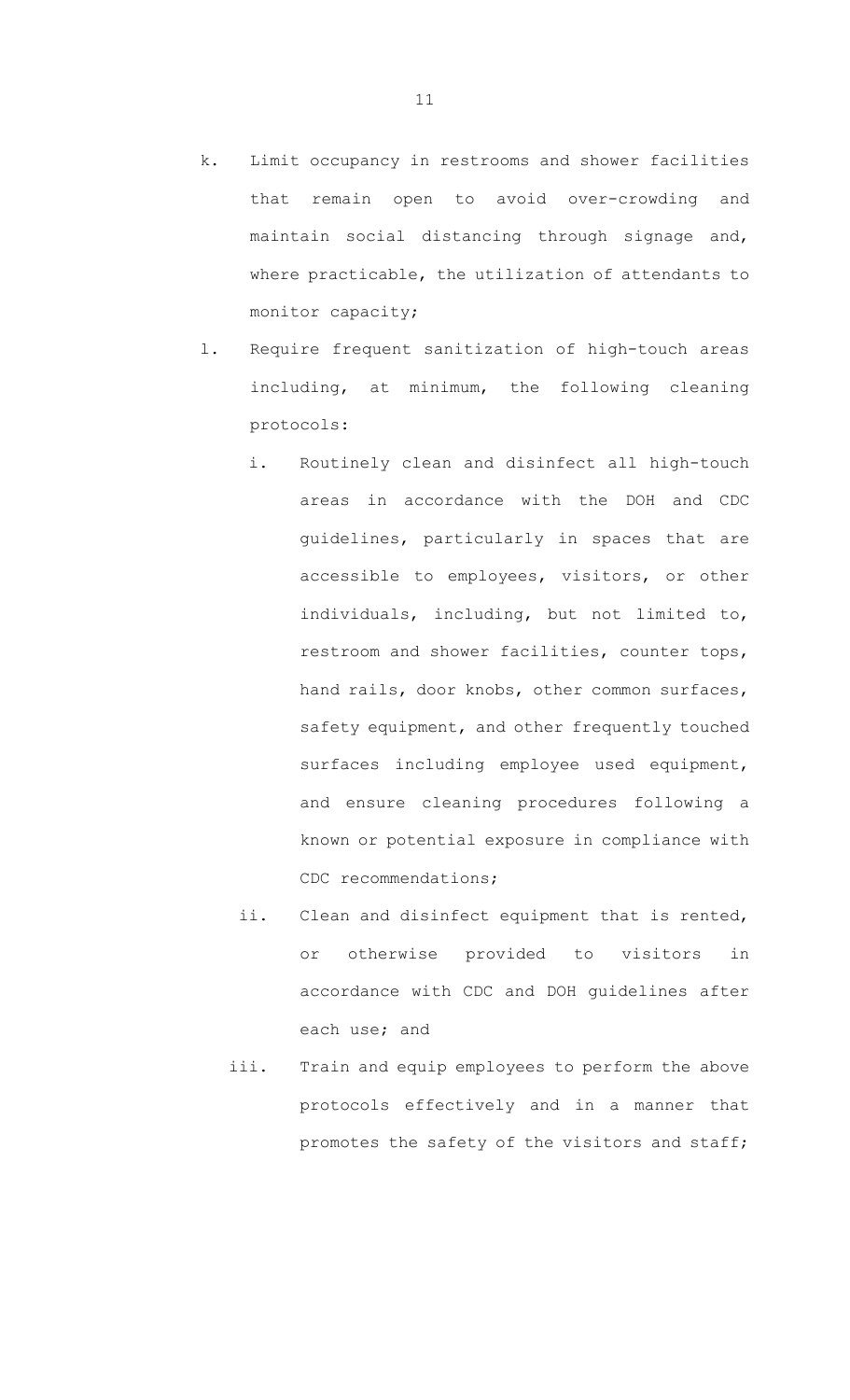k. Limit occupancy in restrooms and shower facilities that remain open to avoid over-crowding and maintain social distancing through signage and, where practicable, the utilization of attendants to monitor capacity;

l. Require frequent sanitization of high-touch areas including, at minimum, the following cleaning protocols:

   i. Routinely clean and disinfect all high-touch areas in accordance with the DOH and CDC guidelines, particularly in spaces that are accessible to employees, visitors, or other individuals, including, but not limited to, restroom and shower facilities, counter tops, hand rails, door knobs, other common surfaces, safety equipment, and other frequently touched surfaces including employee used equipment, and ensure cleaning procedures following a known or potential exposure in compliance with CDC recommendations;

   ii. Clean and disinfect equipment that is rented, or otherwise provided to visitors in accordance with CDC and DOH guidelines after each use; and

   iii. Train and equip employees to perform the above protocols effectively and in a manner that promotes the safety of the visitors and staff;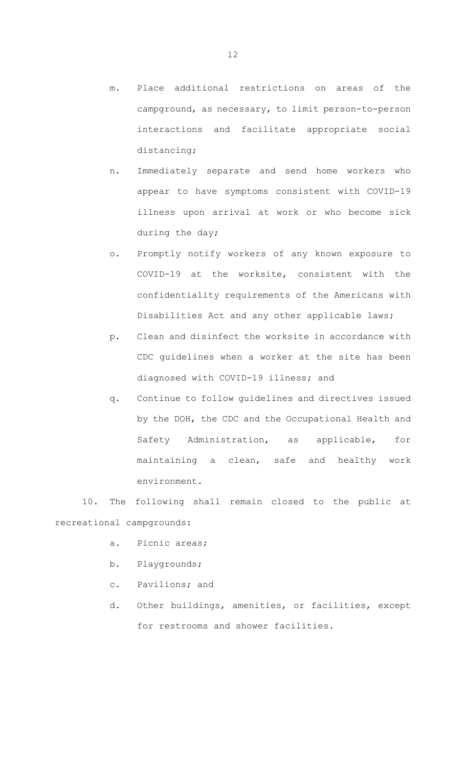m. Place additional restrictions on areas of the campground, as necessary, to limit person-to-person interactions and facilitate appropriate social distancing;

n. Immediately separate and send home workers who appear to have symptoms consistent with COVID-19 illness upon arrival at work or who become sick during the day;

o. Promptly notify workers of any known exposure to COVID-19 at the worksite, consistent with the confidentiality requirements of the Americans with Disabilities Act and any other applicable laws;

p. Clean and disinfect the worksite in accordance with CDC guidelines when a worker at the site has been diagnosed with COVID-19 illness; and

q. Continue to follow guidelines and directives issued by the DOH, the CDC and the Occupational Health and Safety Administration, as applicable, for maintaining a clean, safe and healthy work environment.

10. The following shall remain closed to the public at recreational campgrounds:

a. Picnic areas;

b. Playgrounds;

c. Pavilions; and

d. Other buildings, amenities, or facilities, except for restrooms and shower facilities.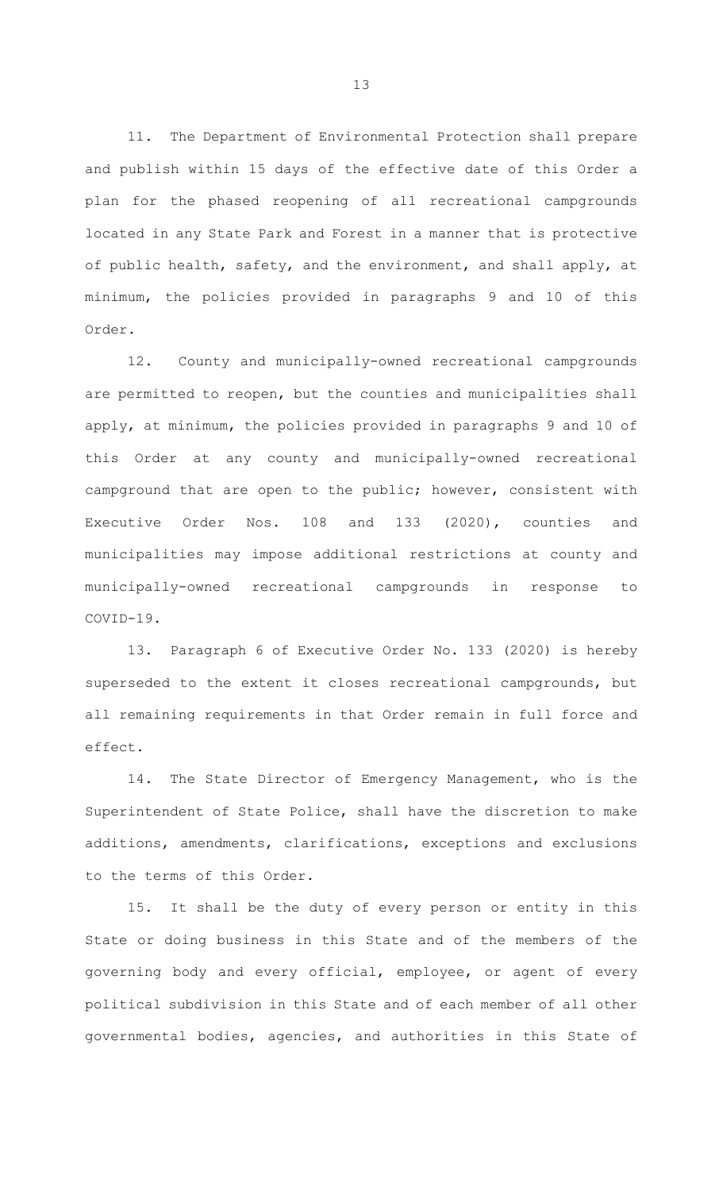11. The Department of Environmental Protection shall prepare and publish within 15 days of the effective date of this Order a plan for the phased reopening of all recreational campgrounds located in any State Park and Forest in a manner that is protective of public health, safety, and the environment, and shall apply, at minimum, the policies provided in paragraphs 9 and 10 of this Order.

12. County and municipally-owned recreational campgrounds are permitted to reopen, but the counties and municipalities shall apply, at minimum, the policies provided in paragraphs 9 and 10 of this Order at any county and municipally-owned recreational campground that are open to the public; however, consistent with Executive Order Nos. 108 and 133 (2020), counties and municipalities may impose additional restrictions at county and municipally-owned recreational campgrounds in response to COVID-19.

13. Paragraph 6 of Executive Order No. 133 (2020) is hereby superseded to the extent it closes recreational campgrounds, but all remaining requirements in that Order remain in full force and effect.

14. The State Director of Emergency Management, who is the Superintendent of State Police, shall have the discretion to make additions, amendments, clarifications, exceptions and exclusions to the terms of this Order.

15. It shall be the duty of every person or entity in this State or doing business in this State and of the members of the governing body and every official, employee, or agent of every political subdivision in this State and of each member of all other governmental bodies, agencies, and authorities in this State of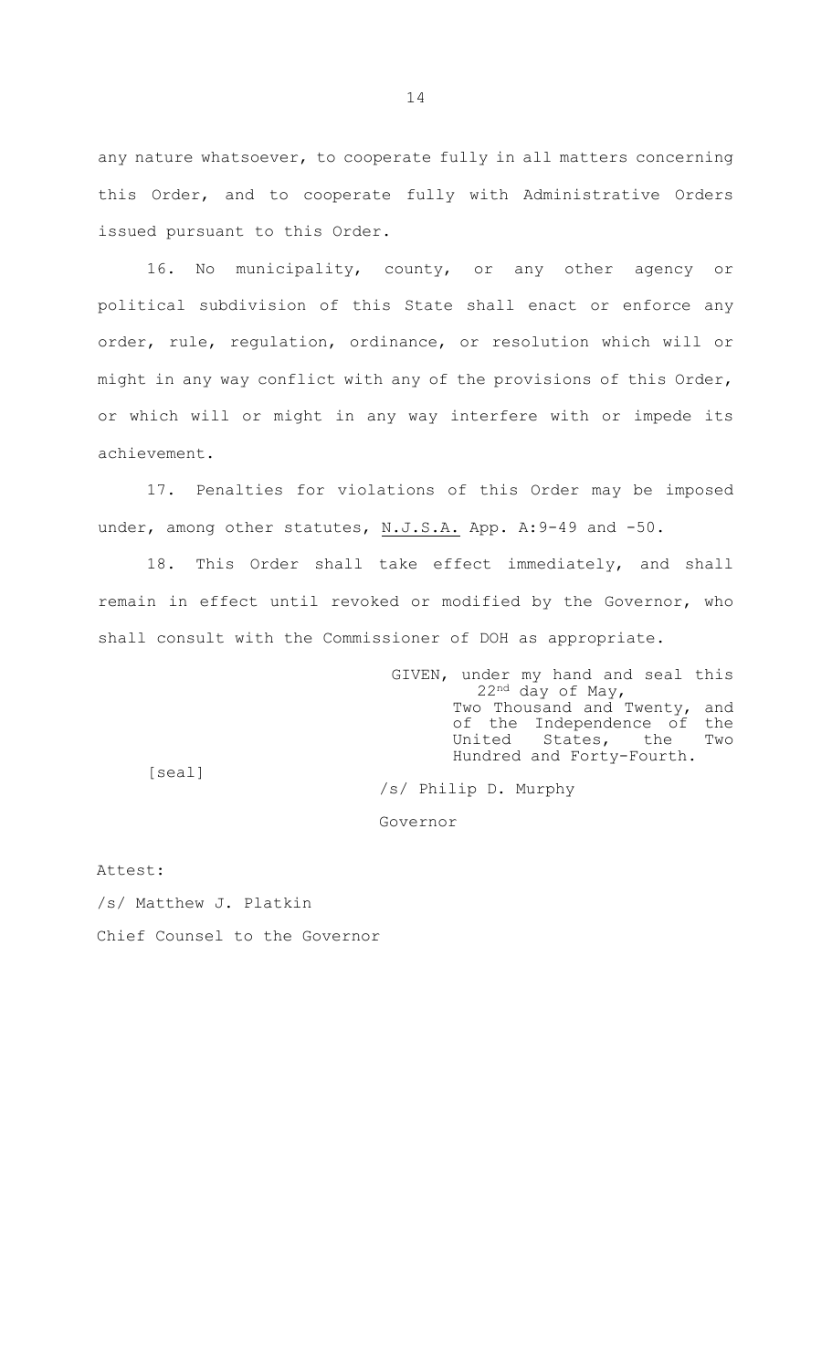any nature whatsoever, to cooperate fully in all matters concerning this Order, and to cooperate fully with Administrative Orders issued pursuant to this Order.

16. No municipality, county, or any other agency or political subdivision of this State shall enact or enforce any order, rule, regulation, ordinance, or resolution which will or might in any way conflict with any of the provisions of this Order, or which will or might in any way interfere with or impede its achievement.

17. Penalties for violations of this Order may be imposed under, among other statutes, N.J.S.A. App. A:9-49 and -50.

18. This Order shall take effect immediately, and shall remain in effect until revoked or modified by the Governor, who shall consult with the Commissioner of DOH as appropriate.

GIVEN, under my hand and seal this 22nd day of May, Two Thousand and Twenty, and of the Independence of the United States, the Two Hundred and Forty-Fourth.

[seal]

/s/ Philip D. Murphy

Governor

Attest:

/s/ Matthew J. Platkin

Chief Counsel to the Governor